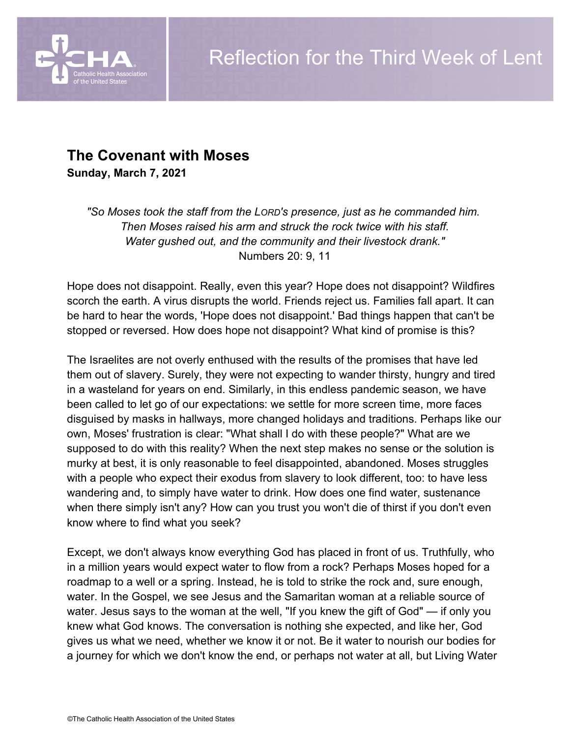# Reflection for the Third Week of Lent

## The Covenant with Moses

**Sunday, March 7, 2021**

*"So Moses took the staff from the LORD's presence, just as he commanded him. Then Moses raised his arm and struck the rock twice with his staff. Water gushed out, and the community and their livestock drank."*
Numbers 20: 9, 11

Hope does not disappoint. Really, even this year? Hope does not disappoint? Wildfires scorch the earth. A virus disrupts the world. Friends reject us. Families fall apart. It can be hard to hear the words, 'Hope does not disappoint.' Bad things happen that can't be stopped or reversed. How does hope not disappoint? What kind of promise is this?

The Israelites are not overly enthused with the results of the promises that have led them out of slavery. Surely, they were not expecting to wander thirsty, hungry and tired in a wasteland for years on end. Similarly, in this endless pandemic season, we have been called to let go of our expectations: we settle for more screen time, more faces disguised by masks in hallways, more changed holidays and traditions. Perhaps like our own, Moses' frustration is clear: "What shall I do with these people?" What are we supposed to do with this reality? When the next step makes no sense or the solution is murky at best, it is only reasonable to feel disappointed, abandoned. Moses struggles with a people who expect their exodus from slavery to look different, too: to have less wandering and, to simply have water to drink. How does one find water, sustenance when there simply isn't any? How can you trust you won't die of thirst if you don't even know where to find what you seek?

Except, we don't always know everything God has placed in front of us. Truthfully, who in a million years would expect water to flow from a rock? Perhaps Moses hoped for a roadmap to a well or a spring. Instead, he is told to strike the rock and, sure enough, water. In the Gospel, we see Jesus and the Samaritan woman at a reliable source of water. Jesus says to the woman at the well, "If you knew the gift of God" — if only you knew what God knows. The conversation is nothing she expected, and like her, God gives us what we need, whether we know it or not. Be it water to nourish our bodies for a journey for which we don't know the end, or perhaps not water at all, but Living Water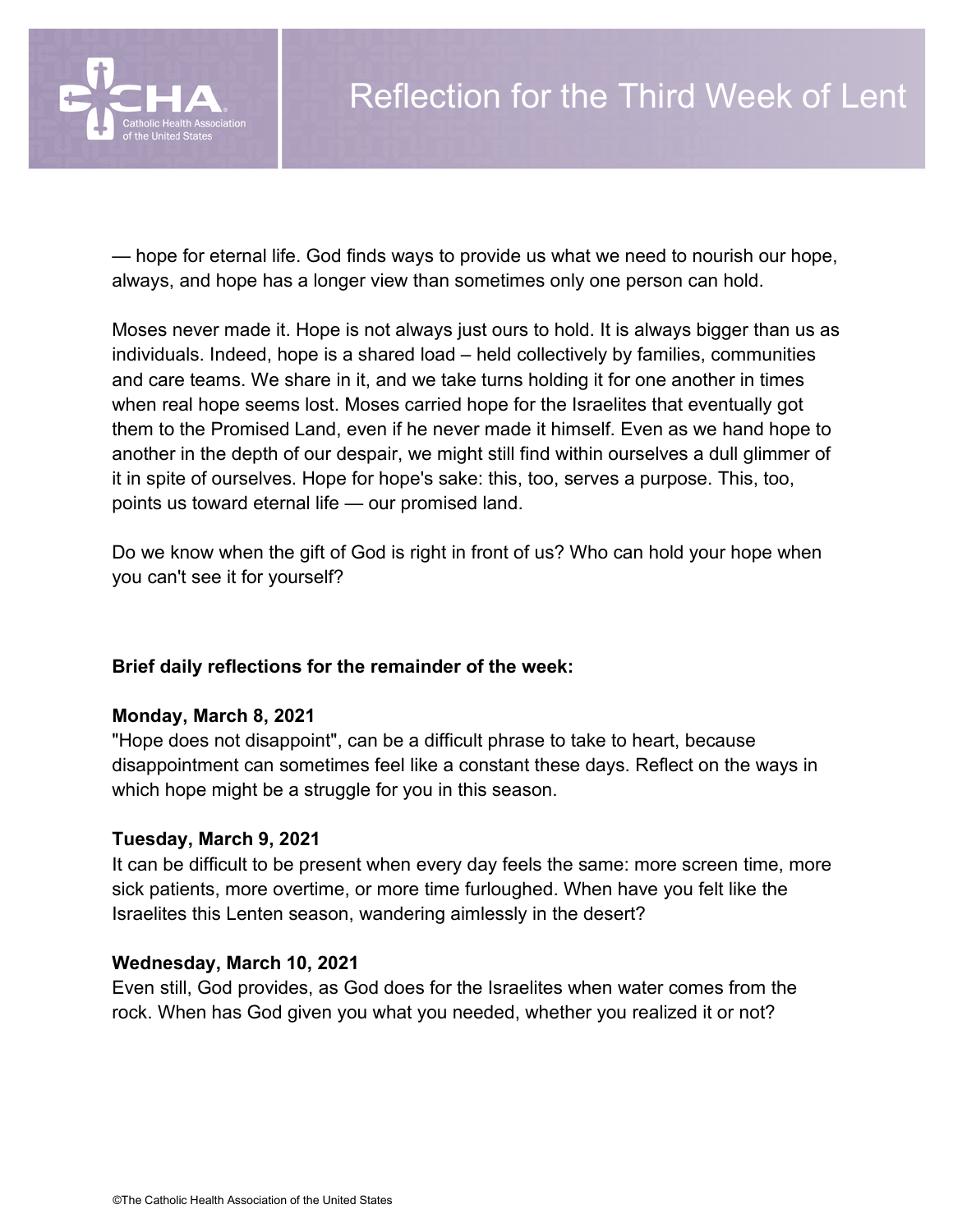— hope for eternal life. God finds ways to provide us what we need to nourish our hope, always, and hope has a longer view than sometimes only one person can hold.

Moses never made it. Hope is not always just ours to hold. It is always bigger than us as individuals. Indeed, hope is a shared load – held collectively by families, communities and care teams. We share in it, and we take turns holding it for one another in times when real hope seems lost. Moses carried hope for the Israelites that eventually got them to the Promised Land, even if he never made it himself. Even as we hand hope to another in the depth of our despair, we might still find within ourselves a dull glimmer of it in spite of ourselves. Hope for hope's sake: this, too, serves a purpose. This, too, points us toward eternal life — our promised land.

Do we know when the gift of God is right in front of us? Who can hold your hope when you can't see it for yourself?

**Brief daily reflections for the remainder of the week:**

**Monday, March 8, 2021**
"Hope does not disappoint", can be a difficult phrase to take to heart, because disappointment can sometimes feel like a constant these days. Reflect on the ways in which hope might be a struggle for you in this season.

**Tuesday, March 9, 2021**
It can be difficult to be present when every day feels the same: more screen time, more sick patients, more overtime, or more time furloughed. When have you felt like the Israelites this Lenten season, wandering aimlessly in the desert?

**Wednesday, March 10, 2021**
Even still, God provides, as God does for the Israelites when water comes from the rock. When has God given you what you needed, whether you realized it or not?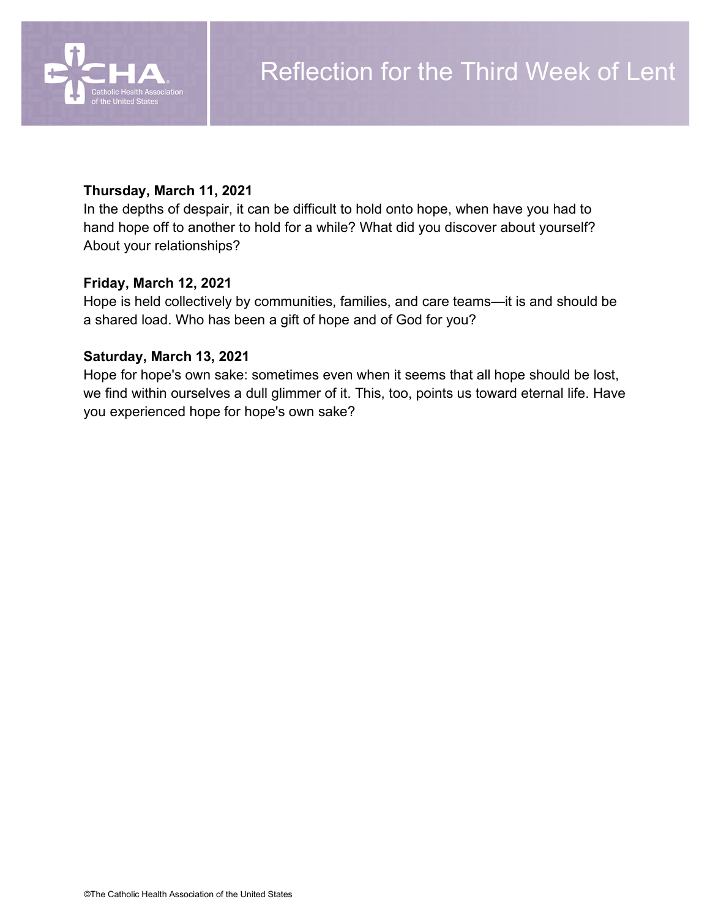**Thursday, March 11, 2021**

In the depths of despair, it can be difficult to hold onto hope, when have you had to hand hope off to another to hold for a while? What did you discover about yourself? About your relationships?

**Friday, March 12, 2021**

Hope is held collectively by communities, families, and care teams—it is and should be a shared load. Who has been a gift of hope and of God for you?

**Saturday, March 13, 2021**

Hope for hope's own sake: sometimes even when it seems that all hope should be lost, we find within ourselves a dull glimmer of it. This, too, points us toward eternal life. Have you experienced hope for hope's own sake?